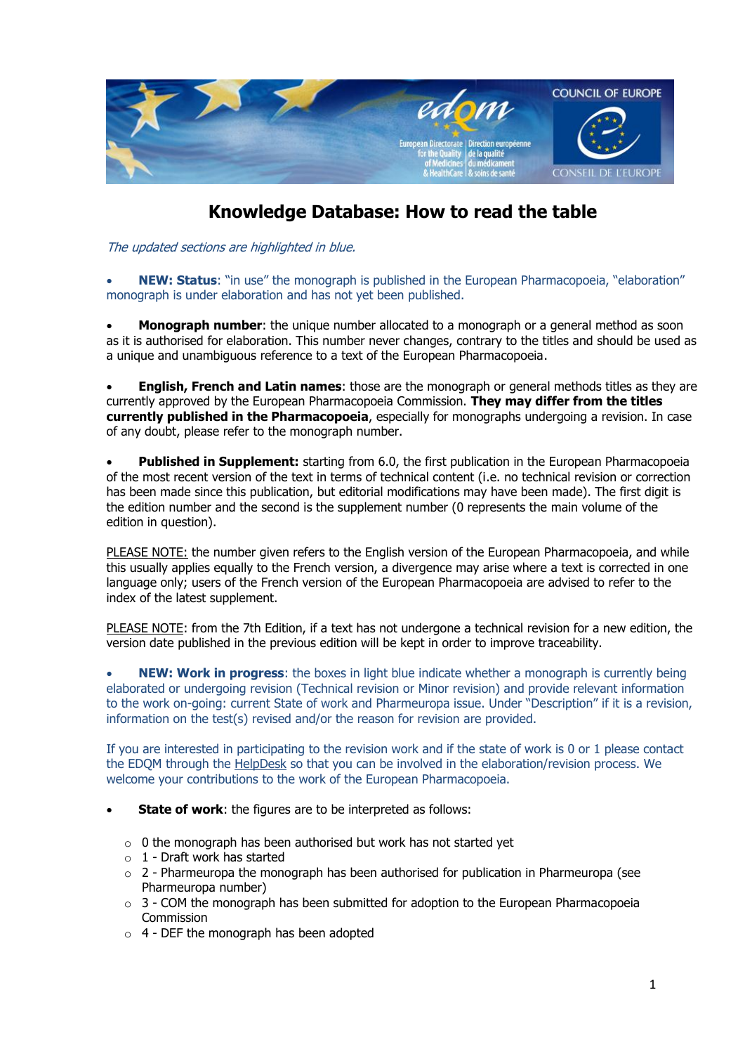# Knowledge Database: How to read the table

*The updated sections are highlighted in blue.*

- **NEW: Status**: "in use" the monograph is published in the European Pharmacopoeia, "elaboration" monograph is under elaboration and has not yet been published.

- **Monograph number**: the unique number allocated to a monograph or a general method as soon as it is authorised for elaboration. This number never changes, contrary to the titles and should be used as a unique and unambiguous reference to a text of the European Pharmacopoeia.

- **English, French and Latin names**: those are the monograph or general methods titles as they are currently approved by the European Pharmacopoeia Commission. **They may differ from the titles currently published in the Pharmacopoeia**, especially for monographs undergoing a revision. In case of any doubt, please refer to the monograph number.

- **Published in Supplement:** starting from 6.0, the first publication in the European Pharmacopoeia of the most recent version of the text in terms of technical content (i.e. no technical revision or correction has been made since this publication, but editorial modifications may have been made). The first digit is the edition number and the second is the supplement number (0 represents the main volume of the edition in question).

PLEASE NOTE: the number given refers to the English version of the European Pharmacopoeia, and while this usually applies equally to the French version, a divergence may arise where a text is corrected in one language only; users of the French version of the European Pharmacopoeia are advised to refer to the index of the latest supplement.

PLEASE NOTE: from the 7th Edition, if a text has not undergone a technical revision for a new edition, the version date published in the previous edition will be kept in order to improve traceability.

- **NEW: Work in progress**: the boxes in light blue indicate whether a monograph is currently being elaborated or undergoing revision (Technical revision or Minor revision) and provide relevant information to the work on-going: current State of work and Pharmeuropa issue. Under "Description" if it is a revision, information on the test(s) revised and/or the reason for revision are provided.

If you are interested in participating to the revision work and if the state of work is 0 or 1 please contact the EDQM through the HelpDesk so that you can be involved in the elaboration/revision process. We welcome your contributions to the work of the European Pharmacopoeia.

- **State of work**: the figures are to be interpreted as follows:
  - 0 the monograph has been authorised but work has not started yet
  - 1 - Draft work has started
  - 2 - Pharmeuropa the monograph has been authorised for publication in Pharmeuropa (see Pharmeuropa number)
  - 3 - COM the monograph has been submitted for adoption to the European Pharmacopoeia Commission
  - 4 - DEF the monograph has been adopted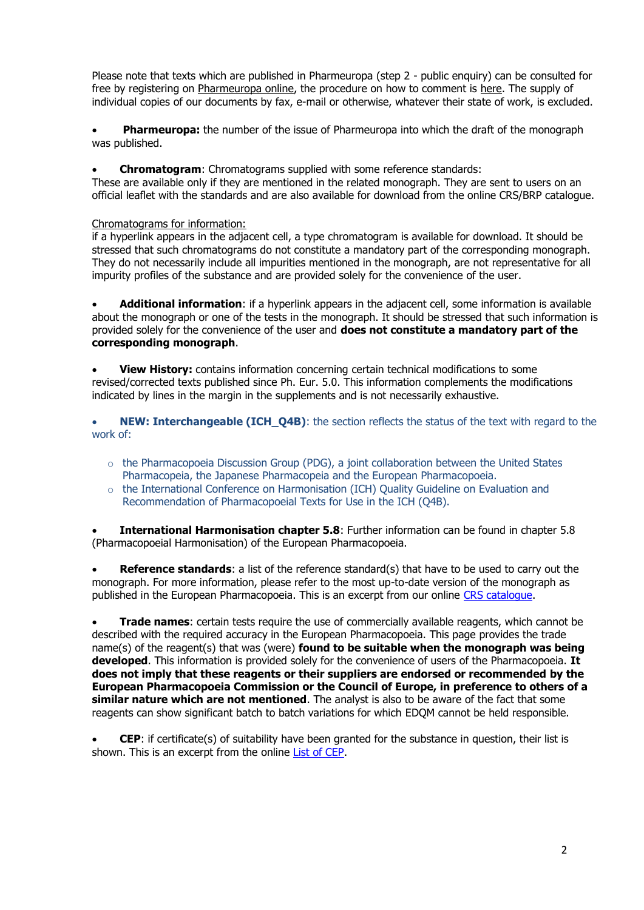Please note that texts which are published in Pharmeuropa (step 2 - public enquiry) can be consulted for free by registering on Pharmeuropa online, the procedure on how to comment is here. The supply of individual copies of our documents by fax, e-mail or otherwise, whatever their state of work, is excluded.

- **Pharmeuropa:** the number of the issue of Pharmeuropa into which the draft of the monograph was published.

- **Chromatogram**: Chromatograms supplied with some reference standards:

These are available only if they are mentioned in the related monograph. They are sent to users on an official leaflet with the standards and are also available for download from the online CRS/BRP catalogue.

Chromatograms for information:
if a hyperlink appears in the adjacent cell, a type chromatogram is available for download. It should be stressed that such chromatograms do not constitute a mandatory part of the corresponding monograph. They do not necessarily include all impurities mentioned in the monograph, are not representative for all impurity profiles of the substance and are provided solely for the convenience of the user.

- **Additional information**: if a hyperlink appears in the adjacent cell, some information is available about the monograph or one of the tests in the monograph. It should be stressed that such information is provided solely for the convenience of the user and **does not constitute a mandatory part of the corresponding monograph**.

- **View History:** contains information concerning certain technical modifications to some revised/corrected texts published since Ph. Eur. 5.0. This information complements the modifications indicated by lines in the margin in the supplements and is not necessarily exhaustive.

- **NEW: Interchangeable (ICH_Q4B)**: the section reflects the status of the text with regard to the work of:
    - the Pharmacopoeia Discussion Group (PDG), a joint collaboration between the United States Pharmacopeia, the Japanese Pharmacopeia and the European Pharmacopoeia.
    - the International Conference on Harmonisation (ICH) Quality Guideline on Evaluation and Recommendation of Pharmacopoeial Texts for Use in the ICH (Q4B).

- **International Harmonisation chapter 5.8**: Further information can be found in chapter 5.8 (Pharmacopoeial Harmonisation) of the European Pharmacopoeia.

- **Reference standards**: a list of the reference standard(s) that have to be used to carry out the monograph. For more information, please refer to the most up-to-date version of the monograph as published in the European Pharmacopoeia. This is an excerpt from our online CRS catalogue.

- **Trade names**: certain tests require the use of commercially available reagents, which cannot be described with the required accuracy in the European Pharmacopoeia. This page provides the trade name(s) of the reagent(s) that was (were) **found to be suitable when the monograph was being developed**. This information is provided solely for the convenience of users of the Pharmacopoeia. **It does not imply that these reagents or their suppliers are endorsed or recommended by the European Pharmacopoeia Commission or the Council of Europe, in preference to others of a similar nature which are not mentioned**. The analyst is also to be aware of the fact that some reagents can show significant batch to batch variations for which EDQM cannot be held responsible.

- **CEP**: if certificate(s) of suitability have been granted for the substance in question, their list is shown. This is an excerpt from the online List of CEP.